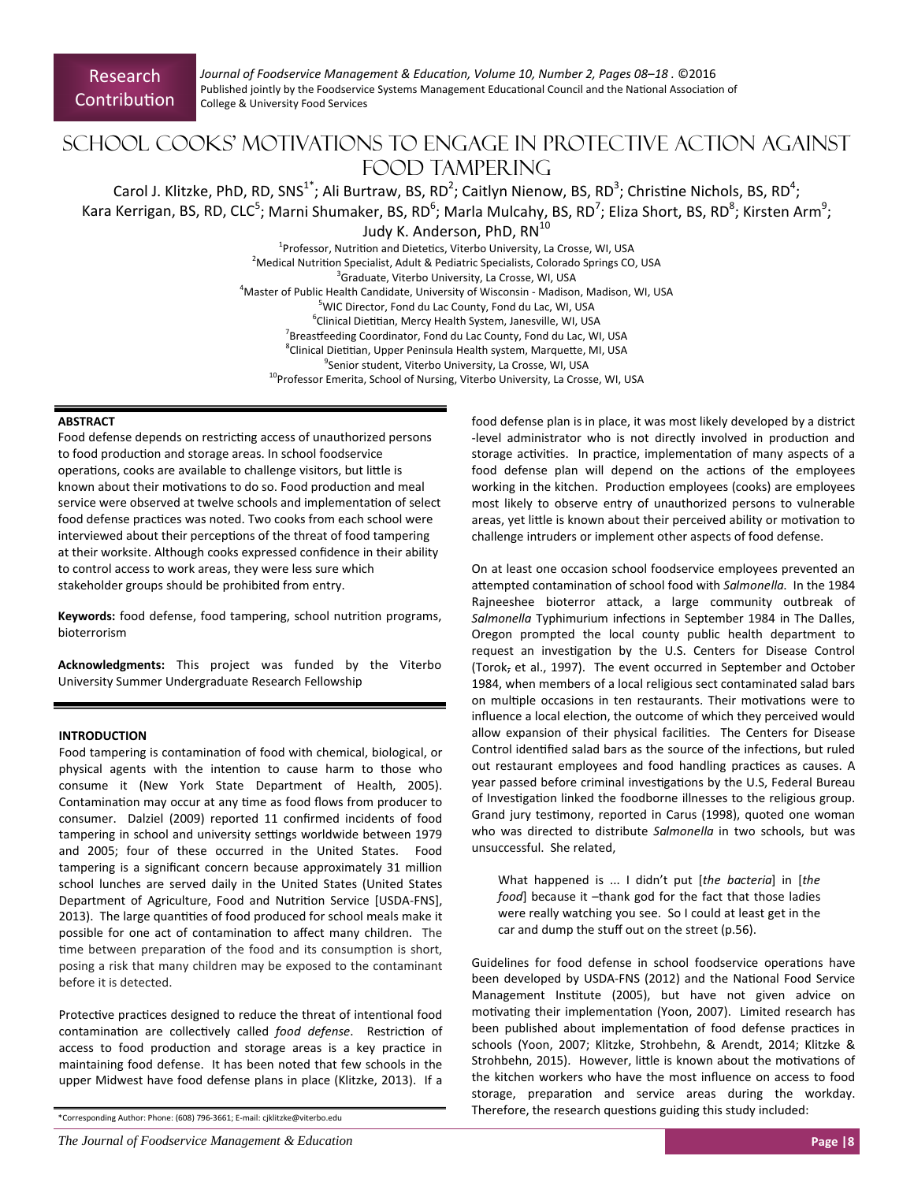Research Contribution

# SCHOOL COOKS' MOTIVATIONS TO ENGAGE IN PROTECTIVE ACTION AGAINST FOOD TAMPERING

Carol J. Klitzke, PhD, RD, SNS[1*]; Ali Burtraw, BS, RD[2]; Caitlyn Nienow, BS, RD[3]; Christine Nichols, BS, RD[4]; Kara Kerrigan, BS, RD, CLC[5]; Marni Shumaker, BS, RD[6]; Marla Mulcahy, BS, RD[7]; Eliza Short, BS, RD[8]; Kirsten Arm[9]; Judy K. Anderson, PhD, RN[10]

[1]Professor, Nutrition and Dietetics, Viterbo University, La Crosse, WI, USA
[2]Medical Nutrition Specialist, Adult & Pediatric Specialists, Colorado Springs CO, USA
[3]Graduate, Viterbo University, La Crosse, WI, USA
[4]Master of Public Health Candidate, University of Wisconsin - Madison, Madison, WI, USA
[5]WIC Director, Fond du Lac County, Fond du Lac, WI, USA
[6]Clinical Dietitian, Mercy Health System, Janesville, WI, USA
[7]Breastfeeding Coordinator, Fond du Lac County, Fond du Lac, WI, USA
[8]Clinical Dietitian, Upper Peninsula Health system, Marquette, MI, USA
[9]Senior student, Viterbo University, La Crosse, WI, USA
[10]Professor Emerita, School of Nursing, Viterbo University, La Crosse, WI, USA

## ABSTRACT

Food defense depends on restricting access of unauthorized persons to food production and storage areas. In school foodservice operations, cooks are available to challenge visitors, but little is known about their motivations to do so. Food production and meal service were observed at twelve schools and implementation of select food defense practices was noted. Two cooks from each school were interviewed about their perceptions of the threat of food tampering at their worksite. Although cooks expressed confidence in their ability to control access to work areas, they were less sure which stakeholder groups should be prohibited from entry.

**Keywords:** food defense, food tampering, school nutrition programs, bioterrorism

**Acknowledgments:** This project was funded by the Viterbo University Summer Undergraduate Research Fellowship

## INTRODUCTION

Food tampering is contamination of food with chemical, biological, or physical agents with the intention to cause harm to those who consume it (New York State Department of Health, 2005). Contamination may occur at any time as food flows from producer to consumer. Dalziel (2009) reported 11 confirmed incidents of food tampering in school and university settings worldwide between 1979 and 2005; four of these occurred in the United States. Food tampering is a significant concern because approximately 31 million school lunches are served daily in the United States (United States Department of Agriculture, Food and Nutrition Service [USDA-FNS], 2013). The large quantities of food produced for school meals make it possible for one act of contamination to affect many children. The time between preparation of the food and its consumption is short, posing a risk that many children may be exposed to the contaminant before it is detected.

Protective practices designed to reduce the threat of intentional food contamination are collectively called *food defense*. Restriction of access to food production and storage areas is a key practice in maintaining food defense. It has been noted that few schools in the upper Midwest have food defense plans in place (Klitzke, 2013). If a food defense plan is in place, it was most likely developed by a district-level administrator who is not directly involved in production and storage activities. In practice, implementation of many aspects of a food defense plan will depend on the actions of the employees working in the kitchen. Production employees (cooks) are employees most likely to observe entry of unauthorized persons to vulnerable areas, yet little is known about their perceived ability or motivation to challenge intruders or implement other aspects of food defense.

On at least one occasion school foodservice employees prevented an attempted contamination of school food with *Salmonella.* In the 1984 Rajneeshee bioterror attack, a large community outbreak of *Salmonella* Typhimurium infections in September 1984 in The Dalles, Oregon prompted the local county public health department to request an investigation by the U.S. Centers for Disease Control (Torok, et al., 1997). The event occurred in September and October 1984, when members of a local religious sect contaminated salad bars on multiple occasions in ten restaurants. Their motivations were to influence a local election, the outcome of which they perceived would allow expansion of their physical facilities. The Centers for Disease Control identified salad bars as the source of the infections, but ruled out restaurant employees and food handling practices as causes. A year passed before criminal investigations by the U.S, Federal Bureau of Investigation linked the foodborne illnesses to the religious group. Grand jury testimony, reported in Carus (1998), quoted one woman who was directed to distribute *Salmonella* in two schools, but was unsuccessful. She related,

> What happened is ... I didn't put [*the bacteria*] in [*the food*] because it –thank god for the fact that those ladies were really watching you see. So I could at least get in the car and dump the stuff out on the street (p.56).

Guidelines for food defense in school foodservice operations have been developed by USDA-FNS (2012) and the National Food Service Management Institute (2005), but have not given advice on motivating their implementation (Yoon, 2007). Limited research has been published about implementation of food defense practices in schools (Yoon, 2007; Klitzke, Strohbehn, & Arendt, 2014; Klitzke & Strohbehn, 2015). However, little is known about the motivations of the kitchen workers who have the most influence on access to food storage, preparation and service areas during the workday. Therefore, the research questions guiding this study included:

\*Corresponding Author: Phone: (608) 796-3661; E-mail: cjklitzke@viterbo.edu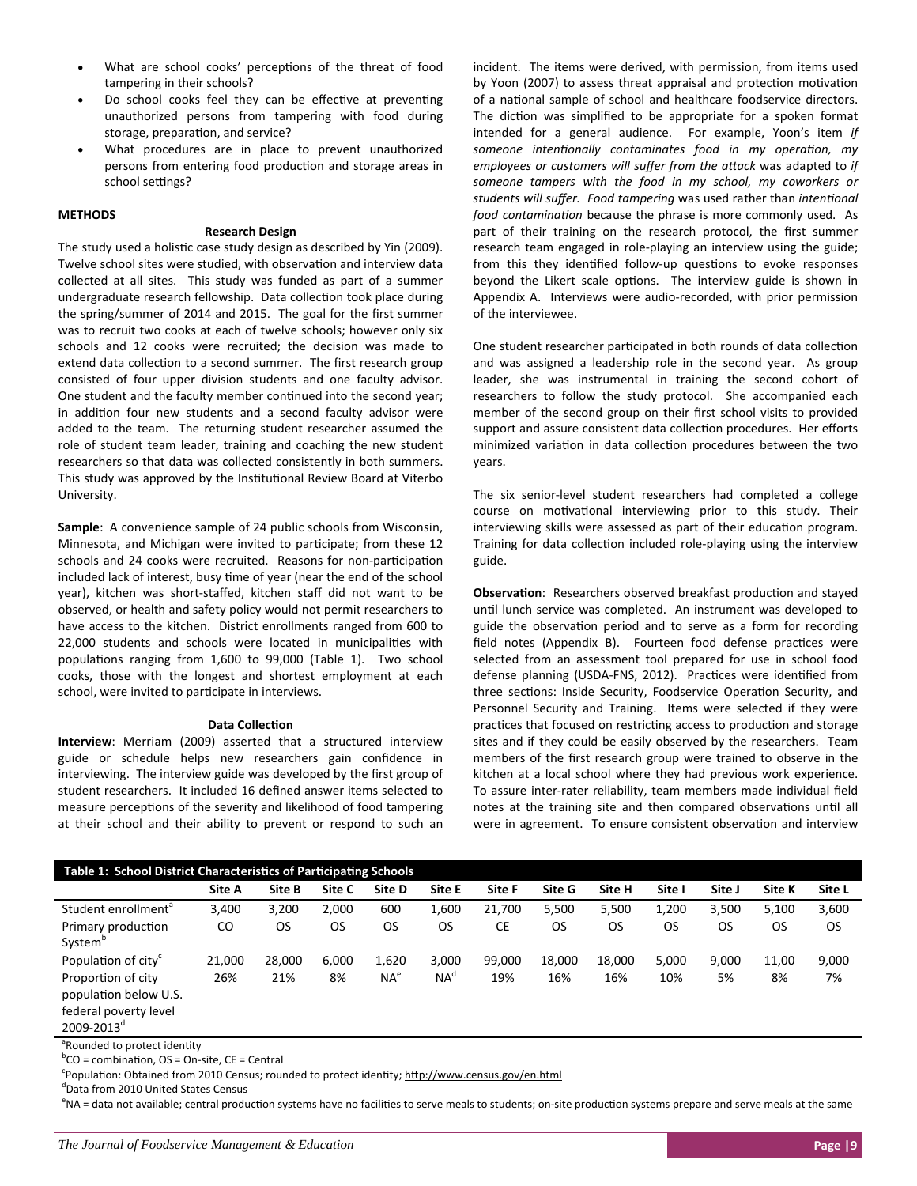- What are school cooks' perceptions of the threat of food tampering in their schools?
- Do school cooks feel they can be effective at preventing unauthorized persons from tampering with food during storage, preparation, and service?
- What procedures are in place to prevent unauthorized persons from entering food production and storage areas in school settings?

## METHODS

### Research Design

The study used a holistic case study design as described by Yin (2009). Twelve school sites were studied, with observation and interview data collected at all sites. This study was funded as part of a summer undergraduate research fellowship. Data collection took place during the spring/summer of 2014 and 2015. The goal for the first summer was to recruit two cooks at each of twelve schools; however only six schools and 12 cooks were recruited; the decision was made to extend data collection to a second summer. The first research group consisted of four upper division students and one faculty advisor. One student and the faculty member continued into the second year; in addition four new students and a second faculty advisor were added to the team. The returning student researcher assumed the role of student team leader, training and coaching the new student researchers so that data was collected consistently in both summers. This study was approved by the Institutional Review Board at Viterbo University.

**Sample**: A convenience sample of 24 public schools from Wisconsin, Minnesota, and Michigan were invited to participate; from these 12 schools and 24 cooks were recruited. Reasons for non-participation included lack of interest, busy time of year (near the end of the school year), kitchen was short-staffed, kitchen staff did not want to be observed, or health and safety policy would not permit researchers to have access to the kitchen. District enrollments ranged from 600 to 22,000 students and schools were located in municipalities with populations ranging from 1,600 to 99,000 (Table 1). Two school cooks, those with the longest and shortest employment at each school, were invited to participate in interviews.

### Data Collection

**Interview**: Merriam (2009) asserted that a structured interview guide or schedule helps new researchers gain confidence in interviewing. The interview guide was developed by the first group of student researchers. It included 16 defined answer items selected to measure perceptions of the severity and likelihood of food tampering at their school and their ability to prevent or respond to such an incident. The items were derived, with permission, from items used by Yoon (2007) to assess threat appraisal and protection motivation of a national sample of school and healthcare foodservice directors. The diction was simplified to be appropriate for a spoken format intended for a general audience. For example, Yoon's item *if someone intentionally contaminates food in my operation, my employees or customers will suffer from the attack* was adapted to *if someone tampers with the food in my school, my coworkers or students will suffer. Food tampering* was used rather than *intentional food contamination* because the phrase is more commonly used. As part of their training on the research protocol, the first summer research team engaged in role-playing an interview using the guide; from this they identified follow-up questions to evoke responses beyond the Likert scale options. The interview guide is shown in Appendix A. Interviews were audio-recorded, with prior permission of the interviewee.

One student researcher participated in both rounds of data collection and was assigned a leadership role in the second year. As group leader, she was instrumental in training the second cohort of researchers to follow the study protocol. She accompanied each member of the second group on their first school visits to provided support and assure consistent data collection procedures. Her efforts minimized variation in data collection procedures between the two years.

The six senior-level student researchers had completed a college course on motivational interviewing prior to this study. Their interviewing skills were assessed as part of their education program. Training for data collection included role-playing using the interview guide.

**Observation**: Researchers observed breakfast production and stayed until lunch service was completed. An instrument was developed to guide the observation period and to serve as a form for recording field notes (Appendix B). Fourteen food defense practices were selected from an assessment tool prepared for use in school food defense planning (USDA-FNS, 2012). Practices were identified from three sections: Inside Security, Foodservice Operation Security, and Personnel Security and Training. Items were selected if they were practices that focused on restricting access to production and storage sites and if they could be easily observed by the researchers. Team members of the first research group were trained to observe in the kitchen at a local school where they had previous work experience. To assure inter-rater reliability, team members made individual field notes at the training site and then compared observations until all were in agreement. To ensure consistent observation and interview

**Table 1: School District Characteristics of Participating Schools**

| | Site A | Site B | Site C | Site D | Site E | Site F | Site G | Site H | Site I | Site J | Site K | Site L |
|---|---|---|---|---|---|---|---|---|---|---|---|---|
| Student enrollment[a] | 3,400 | 3,200 | 2,000 | 600 | 1,600 | 21,700 | 5,500 | 5,500 | 1,200 | 3,500 | 5,100 | 3,600 |
| Primary production System[b] | CO | OS | OS | OS | OS | CE | OS | OS | OS | OS | OS | OS |
| Population of city[c] | 21,000 | 28,000 | 6,000 | 1,620 | 3,000 | 99,000 | 18,000 | 18,000 | 5,000 | 9,000 | 11,00 | 9,000 |
| Proportion of city population below U.S. federal poverty level 2009-2013[d] | 26% | 21% | 8% | NA[e] | NA[d] | 19% | 16% | 16% | 10% | 5% | 8% | 7% |

[a]Rounded to protect identity
[b]CO = combination, OS = On-site, CE = Central
[c]Population: Obtained from 2010 Census; rounded to protect identity; http://www.census.gov/en.html
[d]Data from 2010 United States Census
[e]NA = data not available; central production systems have no facilities to serve meals to students; on-site production systems prepare and serve meals at the same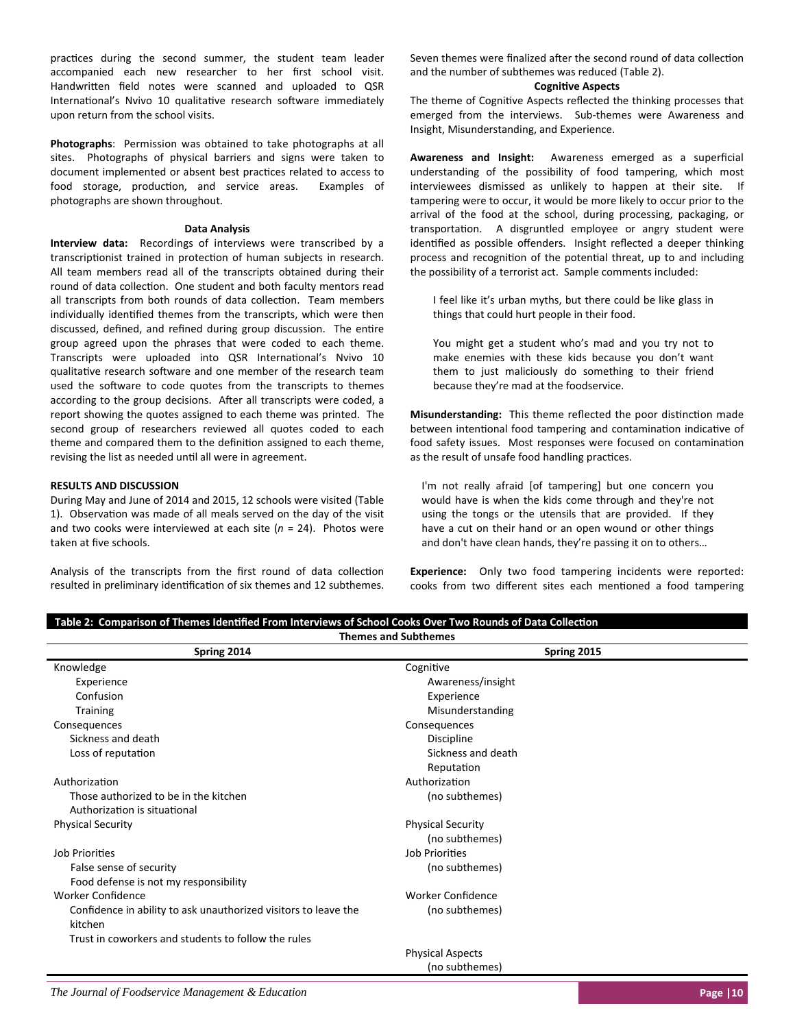practices during the second summer, the student team leader accompanied each new researcher to her first school visit. Handwritten field notes were scanned and uploaded to QSR International's Nvivo 10 qualitative research software immediately upon return from the school visits.

**Photographs**: Permission was obtained to take photographs at all sites. Photographs of physical barriers and signs were taken to document implemented or absent best practices related to access to food storage, production, and service areas. Examples of photographs are shown throughout.

### Data Analysis

**Interview data:** Recordings of interviews were transcribed by a transcriptionist trained in protection of human subjects in research. All team members read all of the transcripts obtained during their round of data collection. One student and both faculty mentors read all transcripts from both rounds of data collection. Team members individually identified themes from the transcripts, which were then discussed, defined, and refined during group discussion. The entire group agreed upon the phrases that were coded to each theme. Transcripts were uploaded into QSR International's Nvivo 10 qualitative research software and one member of the research team used the software to code quotes from the transcripts to themes according to the group decisions. After all transcripts were coded, a report showing the quotes assigned to each theme was printed. The second group of researchers reviewed all quotes coded to each theme and compared them to the definition assigned to each theme, revising the list as needed until all were in agreement.

## RESULTS AND DISCUSSION

During May and June of 2014 and 2015, 12 schools were visited (Table 1). Observation was made of all meals served on the day of the visit and two cooks were interviewed at each site ($n$ = 24). Photos were taken at five schools.

Analysis of the transcripts from the first round of data collection resulted in preliminary identification of six themes and 12 subthemes. Seven themes were finalized after the second round of data collection and the number of subthemes was reduced (Table 2).

### Cognitive Aspects

The theme of Cognitive Aspects reflected the thinking processes that emerged from the interviews. Sub-themes were Awareness and Insight, Misunderstanding, and Experience.

**Awareness and Insight:** Awareness emerged as a superficial understanding of the possibility of food tampering, which most interviewees dismissed as unlikely to happen at their site. If tampering were to occur, it would be more likely to occur prior to the arrival of the food at the school, during processing, packaging, or transportation. A disgruntled employee or angry student were identified as possible offenders. Insight reflected a deeper thinking process and recognition of the potential threat, up to and including the possibility of a terrorist act. Sample comments included:

> I feel like it's urban myths, but there could be like glass in things that could hurt people in their food.

> You might get a student who's mad and you try not to make enemies with these kids because you don't want them to just maliciously do something to their friend because they're mad at the foodservice.

**Misunderstanding:** This theme reflected the poor distinction made between intentional food tampering and contamination indicative of food safety issues. Most responses were focused on contamination as the result of unsafe food handling practices.

> I'm not really afraid [of tampering] but one concern you would have is when the kids come through and they're not using the tongs or the utensils that are provided. If they have a cut on their hand or an open wound or other things and don't have clean hands, they're passing it on to others…

**Experience:** Only two food tampering incidents were reported: cooks from two different sites each mentioned a food tampering

**Table 2: Comparison of Themes Identified From Interviews of School Cooks Over Two Rounds of Data Collection**

| Themes and Subthemes | |
|---|---|
| **Spring 2014** | **Spring 2015** |
| Knowledge | Cognitive |
| Experience | Awareness/insight |
| Confusion | Experience |
| Training | Misunderstanding |
| Consequences | Consequences |
| Sickness and death | Discipline |
| Loss of reputation | Sickness and death |
| | Reputation |
| Authorization | Authorization |
| Those authorized to be in the kitchen | (no subthemes) |
| Authorization is situational | |
| Physical Security | Physical Security |
| | (no subthemes) |
| Job Priorities | Job Priorities |
| False sense of security | (no subthemes) |
| Food defense is not my responsibility | |
| Worker Confidence | Worker Confidence |
| Confidence in ability to ask unauthorized visitors to leave the kitchen | (no subthemes) |
| Trust in coworkers and students to follow the rules | |
| | Physical Aspects |
| | (no subthemes) |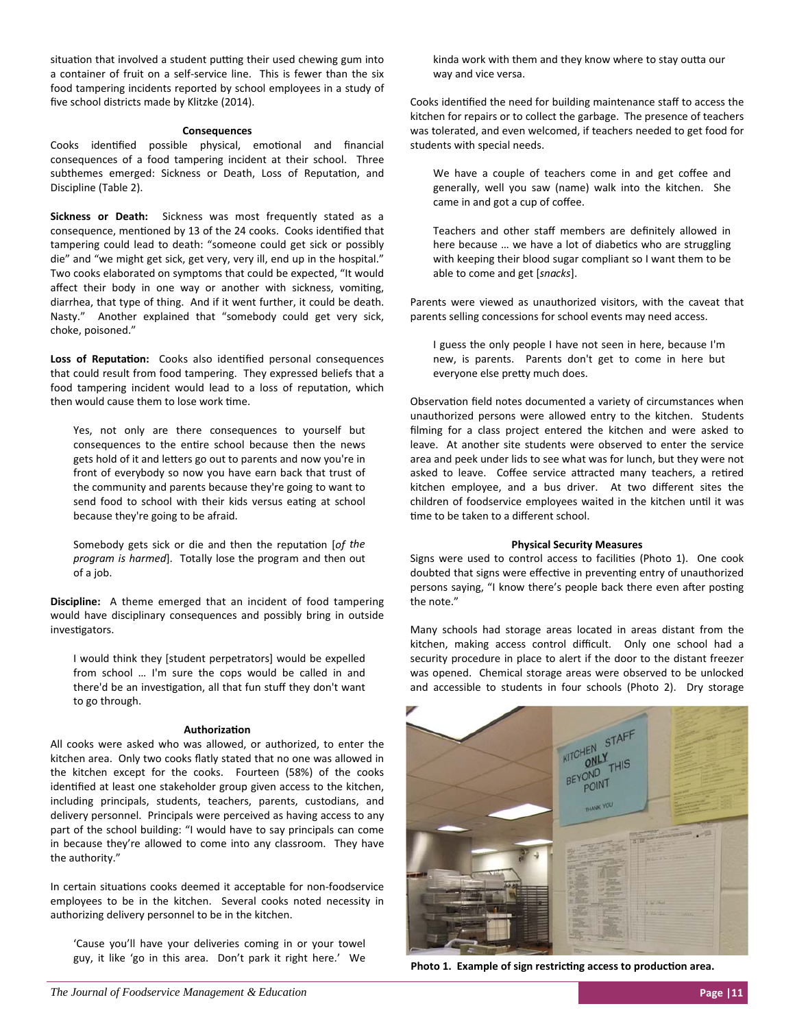situation that involved a student putting their used chewing gum into a container of fruit on a self-service line. This is fewer than the six food tampering incidents reported by school employees in a study of five school districts made by Klitzke (2014).

### Consequences

Cooks identified possible physical, emotional and financial consequences of a food tampering incident at their school. Three subthemes emerged: Sickness or Death, Loss of Reputation, and Discipline (Table 2).

**Sickness or Death:** Sickness was most frequently stated as a consequence, mentioned by 13 of the 24 cooks. Cooks identified that tampering could lead to death: "someone could get sick or possibly die" and "we might get sick, get very, very ill, end up in the hospital." Two cooks elaborated on symptoms that could be expected, "It would affect their body in one way or another with sickness, vomiting, diarrhea, that type of thing. And if it went further, it could be death. Nasty." Another explained that "somebody could get very sick, choke, poisoned."

**Loss of Reputation:** Cooks also identified personal consequences that could result from food tampering. They expressed beliefs that a food tampering incident would lead to a loss of reputation, which then would cause them to lose work time.

> Yes, not only are there consequences to yourself but consequences to the entire school because then the news gets hold of it and letters go out to parents and now you're in front of everybody so now you have earn back that trust of the community and parents because they're going to want to send food to school with their kids versus eating at school because they're going to be afraid.

> Somebody gets sick or die and then the reputation [*of the program is harmed*]. Totally lose the program and then out of a job.

**Discipline:** A theme emerged that an incident of food tampering would have disciplinary consequences and possibly bring in outside investigators.

> I would think they [student perpetrators] would be expelled from school … I'm sure the cops would be called in and there'd be an investigation, all that fun stuff they don't want to go through.

### Authorization

All cooks were asked who was allowed, or authorized, to enter the kitchen area. Only two cooks flatly stated that no one was allowed in the kitchen except for the cooks. Fourteen (58%) of the cooks identified at least one stakeholder group given access to the kitchen, including principals, students, teachers, parents, custodians, and delivery personnel. Principals were perceived as having access to any part of the school building: "I would have to say principals can come in because they're allowed to come into any classroom. They have the authority."

In certain situations cooks deemed it acceptable for non-foodservice employees to be in the kitchen. Several cooks noted necessity in authorizing delivery personnel to be in the kitchen.

> 'Cause you'll have your deliveries coming in or your towel guy, it like 'go in this area. Don't park it right here.' We kinda work with them and they know where to stay outta our way and vice versa.

Cooks identified the need for building maintenance staff to access the kitchen for repairs or to collect the garbage. The presence of teachers was tolerated, and even welcomed, if teachers needed to get food for students with special needs.

> We have a couple of teachers come in and get coffee and generally, well you saw (name) walk into the kitchen. She came in and got a cup of coffee.

> Teachers and other staff members are definitely allowed in here because … we have a lot of diabetics who are struggling with keeping their blood sugar compliant so I want them to be able to come and get [*snacks*].

Parents were viewed as unauthorized visitors, with the caveat that parents selling concessions for school events may need access.

> I guess the only people I have not seen in here, because I'm new, is parents. Parents don't get to come in here but everyone else pretty much does.

Observation field notes documented a variety of circumstances when unauthorized persons were allowed entry to the kitchen. Students filming for a class project entered the kitchen and were asked to leave. At another site students were observed to enter the service area and peek under lids to see what was for lunch, but they were not asked to leave. Coffee service attracted many teachers, a retired kitchen employee, and a bus driver. At two different sites the children of foodservice employees waited in the kitchen until it was time to be taken to a different school.

### Physical Security Measures

Signs were used to control access to facilities (Photo 1). One cook doubted that signs were effective in preventing entry of unauthorized persons saying, "I know there's people back there even after posting the note."

Many schools had storage areas located in areas distant from the kitchen, making access control difficult. Only one school had a security procedure in place to alert if the door to the distant freezer was opened. Chemical storage areas were observed to be unlocked and accessible to students in four schools (Photo 2). Dry storage

**Photo 1. Example of sign restricting access to production area.**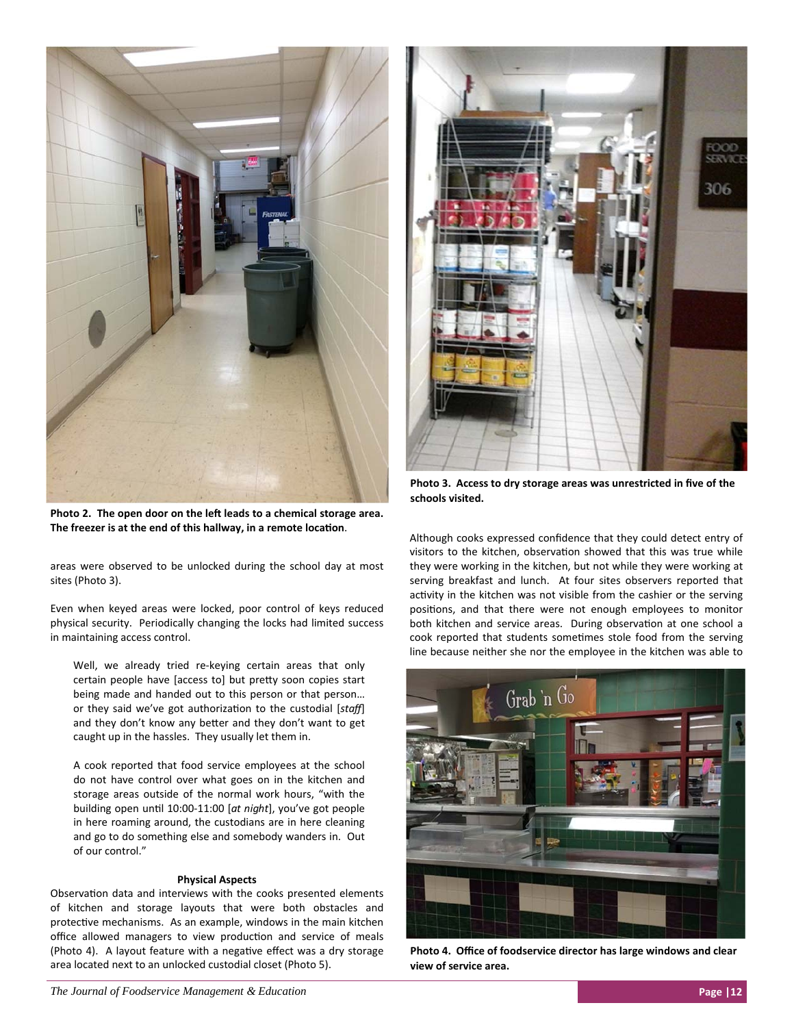Photo 2. **The open door on the left leads to a chemical storage area. The freezer is at the end of this hallway, in a remote location**.

**Photo 3. Access to dry storage areas was unrestricted in five of the schools visited.**

areas were observed to be unlocked during the school day at most sites (Photo 3).

Even when keyed areas were locked, poor control of keys reduced physical security. Periodically changing the locks had limited success in maintaining access control.

> Well, we already tried re-keying certain areas that only certain people have [access to] but pretty soon copies start being made and handed out to this person or that person… or they said we've got authorization to the custodial [*staff*] and they don't know any better and they don't want to get caught up in the hassles. They usually let them in.

> A cook reported that food service employees at the school do not have control over what goes on in the kitchen and storage areas outside of the normal work hours, "with the building open until 10:00-11:00 [*at night*], you've got people in here roaming around, the custodians are in here cleaning and go to do something else and somebody wanders in. Out of our control."

### Physical Aspects

Observation data and interviews with the cooks presented elements of kitchen and storage layouts that were both obstacles and protective mechanisms. As an example, windows in the main kitchen office allowed managers to view production and service of meals (Photo 4). A layout feature with a negative effect was a dry storage area located next to an unlocked custodial closet (Photo 5).

Although cooks expressed confidence that they could detect entry of visitors to the kitchen, observation showed that this was true while they were working in the kitchen, but not while they were working at serving breakfast and lunch. At four sites observers reported that activity in the kitchen was not visible from the cashier or the serving positions, and that there were not enough employees to monitor both kitchen and service areas. During observation at one school a cook reported that students sometimes stole food from the serving line because neither she nor the employee in the kitchen was able to

**Photo 4. Office of foodservice director has large windows and clear view of service area.**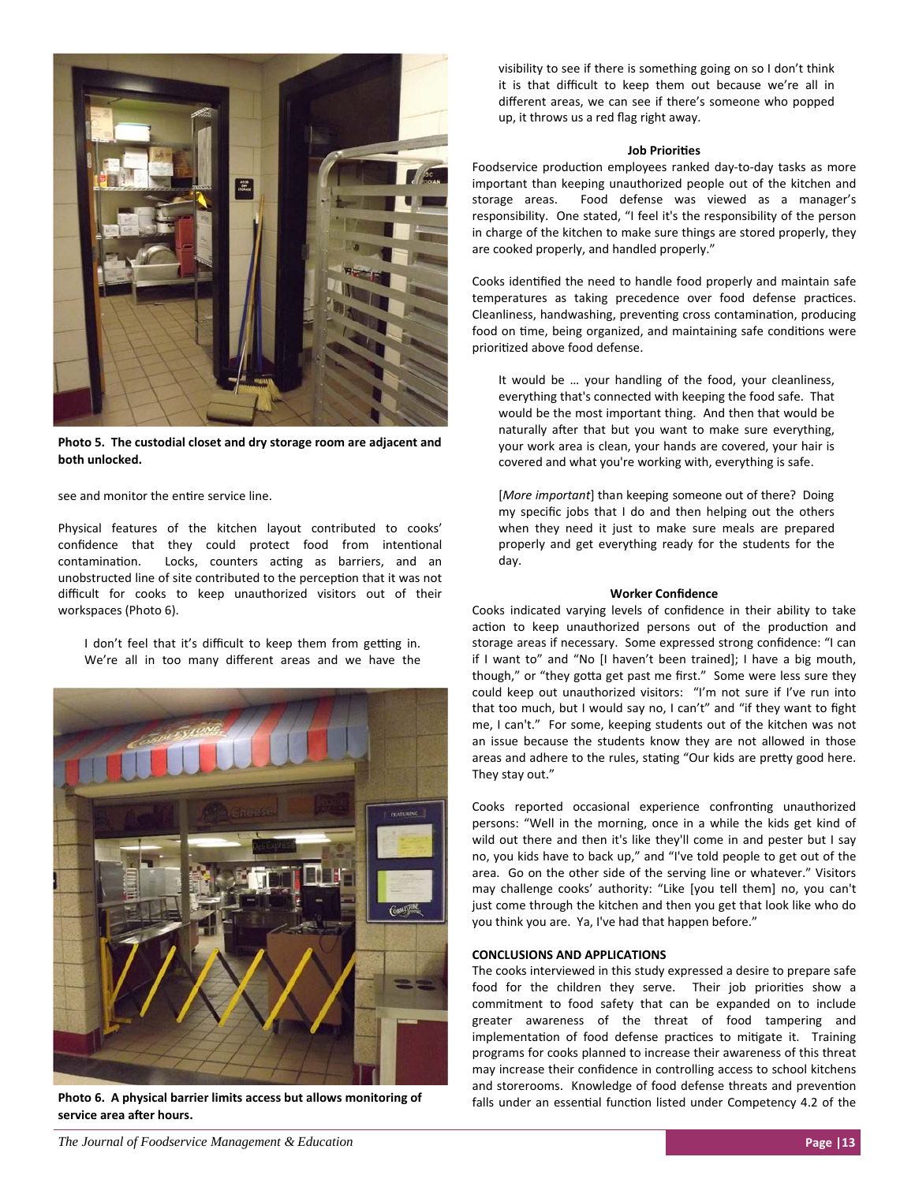**Photo 5. The custodial closet and dry storage room are adjacent and both unlocked.**

see and monitor the entire service line.

Physical features of the kitchen layout contributed to cooks' confidence that they could protect food from intentional contamination. Locks, counters acting as barriers, and an unobstructed line of site contributed to the perception that it was not difficult for cooks to keep unauthorized visitors out of their workspaces (Photo 6).

> I don't feel that it's difficult to keep them from getting in. We're all in too many different areas and we have the visibility to see if there is something going on so I don't think it is that difficult to keep them out because we're all in different areas, we can see if there's someone who popped up, it throws us a red flag right away.

**Photo 6. A physical barrier limits access but allows monitoring of service area after hours.**

#### Job Priorities

Foodservice production employees ranked day-to-day tasks as more important than keeping unauthorized people out of the kitchen and storage areas. Food defense was viewed as a manager's responsibility. One stated, "I feel it's the responsibility of the person in charge of the kitchen to make sure things are stored properly, they are cooked properly, and handled properly."

Cooks identified the need to handle food properly and maintain safe temperatures as taking precedence over food defense practices. Cleanliness, handwashing, preventing cross contamination, producing food on time, being organized, and maintaining safe conditions were prioritized above food defense.

> It would be … your handling of the food, your cleanliness, everything that's connected with keeping the food safe. That would be the most important thing. And then that would be naturally after that but you want to make sure everything, your work area is clean, your hands are clean, your hair is covered and what you're working with, everything is safe.

> [*More important*] than keeping someone out of there? Doing my specific jobs that I do and then helping out the others when they need it just to make sure meals are prepared properly and get everything ready for the students for the day.

#### Worker Confidence

Cooks indicated varying levels of confidence in their ability to take action to keep unauthorized persons out of the production and storage areas if necessary. Some expressed strong confidence: "I can if I want to" and "No [I haven't been trained]; I have a big mouth, though," or "they gotta get past me first." Some were less sure they could keep out unauthorized visitors: "I'm not sure if I've run into that too much, but I would say no, I can't" and "if they want to fight me, I can't." For some, keeping students out of the kitchen was not an issue because the students know they are not allowed in those areas and adhere to the rules, stating "Our kids are pretty good here. They stay out."

Cooks reported occasional experience confronting unauthorized persons: "Well in the morning, once in a while the kids get kind of wild out there and then it's like they'll come in and pester but I say no, you kids have to back up," and "I've told people to get out of the area. Go on the other side of the serving line or whatever." Visitors may challenge cooks' authority: "Like [you tell them] no, you can't just come through the kitchen and then you get that look like who do you think you are. Ya, I've had that happen before."

### CONCLUSIONS AND APPLICATIONS

The cooks interviewed in this study expressed a desire to prepare safe food for the children they serve. Their job priorities show a commitment to food safety that can be expanded on to include greater awareness of the threat of food tampering and implementation of food defense practices to mitigate it. Training programs for cooks planned to increase their awareness of this threat may increase their confidence in controlling access to school kitchens and storerooms. Knowledge of food defense threats and prevention falls under an essential function listed under Competency 4.2 of the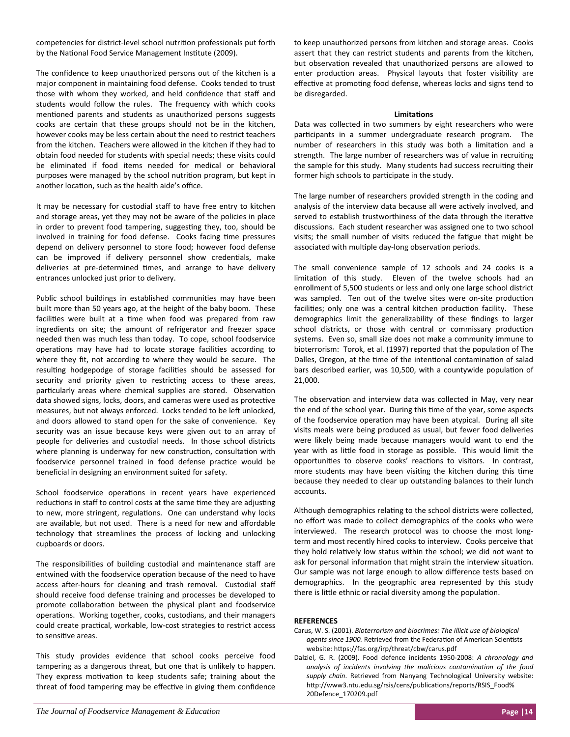competencies for district-level school nutrition professionals put forth by the National Food Service Management Institute (2009).

The confidence to keep unauthorized persons out of the kitchen is a major component in maintaining food defense. Cooks tended to trust those with whom they worked, and held confidence that staff and students would follow the rules. The frequency with which cooks mentioned parents and students as unauthorized persons suggests cooks are certain that these groups should not be in the kitchen, however cooks may be less certain about the need to restrict teachers from the kitchen. Teachers were allowed in the kitchen if they had to obtain food needed for students with special needs; these visits could be eliminated if food items needed for medical or behavioral purposes were managed by the school nutrition program, but kept in another location, such as the health aide's office.

It may be necessary for custodial staff to have free entry to kitchen and storage areas, yet they may not be aware of the policies in place in order to prevent food tampering, suggesting they, too, should be involved in training for food defense. Cooks facing time pressures depend on delivery personnel to store food; however food defense can be improved if delivery personnel show credentials, make deliveries at pre-determined times, and arrange to have delivery entrances unlocked just prior to delivery.

Public school buildings in established communities may have been built more than 50 years ago, at the height of the baby boom. These facilities were built at a time when food was prepared from raw ingredients on site; the amount of refrigerator and freezer space needed then was much less than today. To cope, school foodservice operations may have had to locate storage facilities according to where they fit, not according to where they would be secure. The resulting hodgepodge of storage facilities should be assessed for security and priority given to restricting access to these areas, particularly areas where chemical supplies are stored. Observation data showed signs, locks, doors, and cameras were used as protective measures, but not always enforced. Locks tended to be left unlocked, and doors allowed to stand open for the sake of convenience. Key security was an issue because keys were given out to an array of people for deliveries and custodial needs. In those school districts where planning is underway for new construction, consultation with foodservice personnel trained in food defense practice would be beneficial in designing an environment suited for safety.

School foodservice operations in recent years have experienced reductions in staff to control costs at the same time they are adjusting to new, more stringent, regulations. One can understand why locks are available, but not used. There is a need for new and affordable technology that streamlines the process of locking and unlocking cupboards or doors.

The responsibilities of building custodial and maintenance staff are entwined with the foodservice operation because of the need to have access after-hours for cleaning and trash removal. Custodial staff should receive food defense training and processes be developed to promote collaboration between the physical plant and foodservice operations. Working together, cooks, custodians, and their managers could create practical, workable, low-cost strategies to restrict access to sensitive areas.

This study provides evidence that school cooks perceive food tampering as a dangerous threat, but one that is unlikely to happen. They express motivation to keep students safe; training about the threat of food tampering may be effective in giving them confidence to keep unauthorized persons from kitchen and storage areas. Cooks assert that they can restrict students and parents from the kitchen, but observation revealed that unauthorized persons are allowed to enter production areas. Physical layouts that foster visibility are effective at promoting food defense, whereas locks and signs tend to be disregarded.

## Limitations

Data was collected in two summers by eight researchers who were participants in a summer undergraduate research program. The number of researchers in this study was both a limitation and a strength. The large number of researchers was of value in recruiting the sample for this study. Many students had success recruiting their former high schools to participate in the study.

The large number of researchers provided strength in the coding and analysis of the interview data because all were actively involved, and served to establish trustworthiness of the data through the iterative discussions. Each student researcher was assigned one to two school visits; the small number of visits reduced the fatigue that might be associated with multiple day-long observation periods.

The small convenience sample of 12 schools and 24 cooks is a limitation of this study. Eleven of the twelve schools had an enrollment of 5,500 students or less and only one large school district was sampled. Ten out of the twelve sites were on-site production facilities; only one was a central kitchen production facility. These demographics limit the generalizability of these findings to larger school districts, or those with central or commissary production systems. Even so, small size does not make a community immune to bioterrorism: Torok, et al. (1997) reported that the population of The Dalles, Oregon, at the time of the intentional contamination of salad bars described earlier, was 10,500, with a countywide population of 21,000.

The observation and interview data was collected in May, very near the end of the school year. During this time of the year, some aspects of the foodservice operation may have been atypical. During all site visits meals were being produced as usual, but fewer food deliveries were likely being made because managers would want to end the year with as little food in storage as possible. This would limit the opportunities to observe cooks' reactions to visitors. In contrast, more students may have been visiting the kitchen during this time because they needed to clear up outstanding balances to their lunch accounts.

Although demographics relating to the school districts were collected, no effort was made to collect demographics of the cooks who were interviewed. The research protocol was to choose the most long-term and most recently hired cooks to interview. Cooks perceive that they hold relatively low status within the school; we did not want to ask for personal information that might strain the interview situation. Our sample was not large enough to allow difference tests based on demographics. In the geographic area represented by this study there is little ethnic or racial diversity among the population.

## REFERENCES

Carus, W. S. (2001). *Bioterrorism and biocrimes: The illicit use of biological agents since 1900.* Retrieved from the Federation of American Scientists website: https://fas.org/irp/threat/cbw/carus.pdf

Dalziel, G. R. (2009). Food defence incidents 1950-2008: *A chronology and analysis of incidents involving the malicious contamination of the food supply chain*. Retrieved from Nanyang Technological University website: http://www3.ntu.edu.sg/rsis/cens/publications/reports/RSIS_Food%20Defence_170209.pdf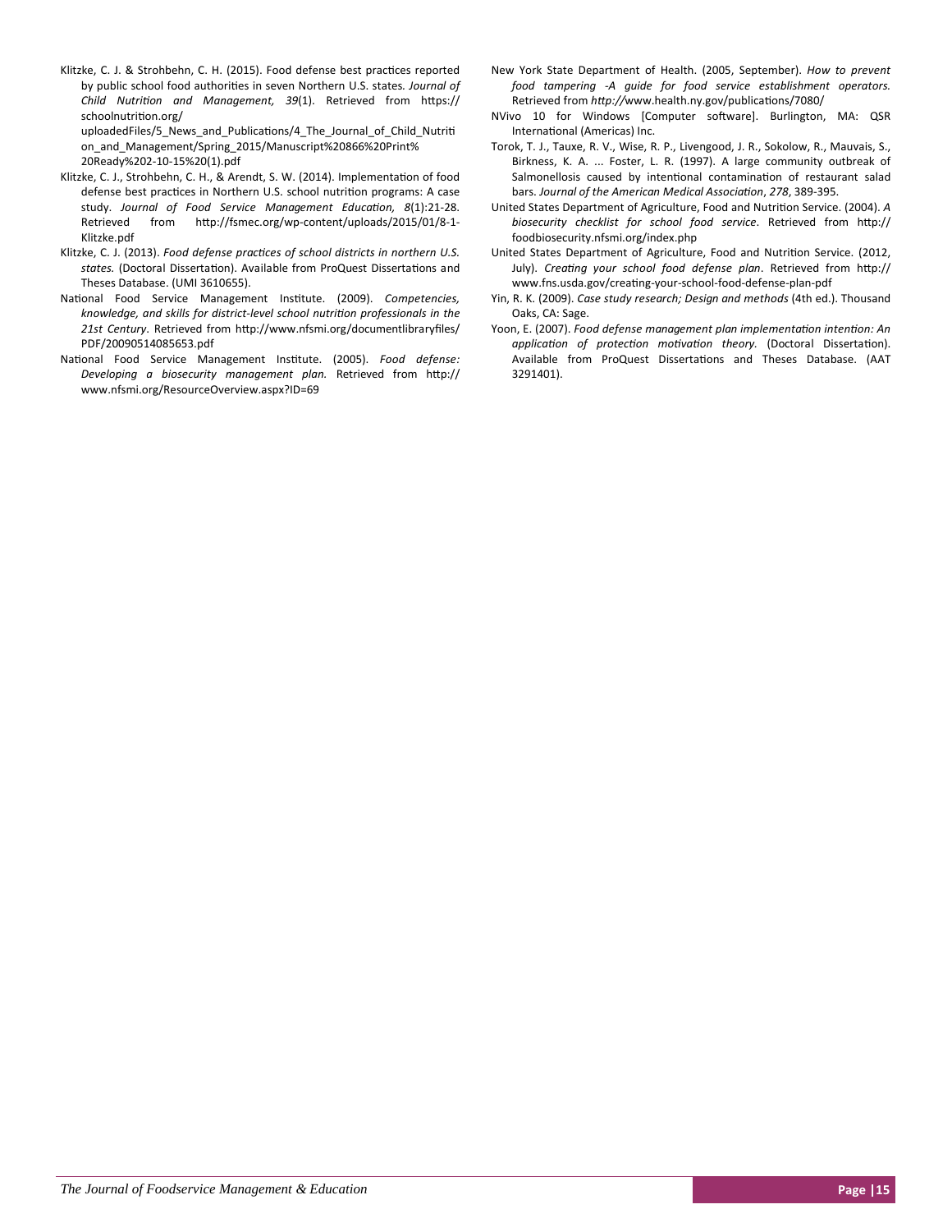Klitzke, C. J. & Strohbehn, C. H. (2015). Food defense best practices reported by public school food authorities in seven Northern U.S. states. *Journal of Child Nutrition and Management, 39*(1). Retrieved from https://schoolnutrition.org/uploadedFiles/5_News_and_Publications/4_The_Journal_of_Child_Nutrition_and_Management/Spring_2015/Manuscript%20866%20Print%20Ready%202-10-15%20(1).pdf

Klitzke, C. J., Strohbehn, C. H., & Arendt, S. W. (2014). Implementation of food defense best practices in Northern U.S. school nutrition programs: A case study. *Journal of Food Service Management Education, 8*(1):21-28. Retrieved from http://fsmec.org/wp-content/uploads/2015/01/8-1-Klitzke.pdf

Klitzke, C. J. (2013). *Food defense practices of school districts in northern U.S. states.* (Doctoral Dissertation). Available from ProQuest Dissertations and Theses Database. (UMI 3610655).

National Food Service Management Institute. (2009). *Competencies, knowledge, and skills for district-level school nutrition professionals in the 21st Century*. Retrieved from http://www.nfsmi.org/documentlibraryfiles/PDF/20090514085653.pdf

National Food Service Management Institute. (2005). *Food defense: Developing a biosecurity management plan.* Retrieved from http://www.nfsmi.org/ResourceOverview.aspx?ID=69

New York State Department of Health. (2005, September). *How to prevent food tampering -A guide for food service establishment operators.* Retrieved from *http://*www.health.ny.gov/publications/7080/

NVivo 10 for Windows [Computer software]. Burlington, MA: QSR International (Americas) Inc.

Torok, T. J., Tauxe, R. V., Wise, R. P., Livengood, J. R., Sokolow, R., Mauvais, S., Birkness, K. A. ... Foster, L. R. (1997). A large community outbreak of Salmonellosis caused by intentional contamination of restaurant salad bars. *Journal of the American Medical Association*, *278*, 389-395.

United States Department of Agriculture, Food and Nutrition Service. (2004). *A biosecurity checklist for school food service*. Retrieved from http://foodbiosecurity.nfsmi.org/index.php

United States Department of Agriculture, Food and Nutrition Service. (2012, July). *Creating your school food defense plan*. Retrieved from http://www.fns.usda.gov/creating-your-school-food-defense-plan-pdf

Yin, R. K. (2009). *Case study research; Design and methods* (4th ed.). Thousand Oaks, CA: Sage.

Yoon, E. (2007). *Food defense management plan implementation intention: An application of protection motivation theory.* (Doctoral Dissertation). Available from ProQuest Dissertations and Theses Database. (AAT 3291401).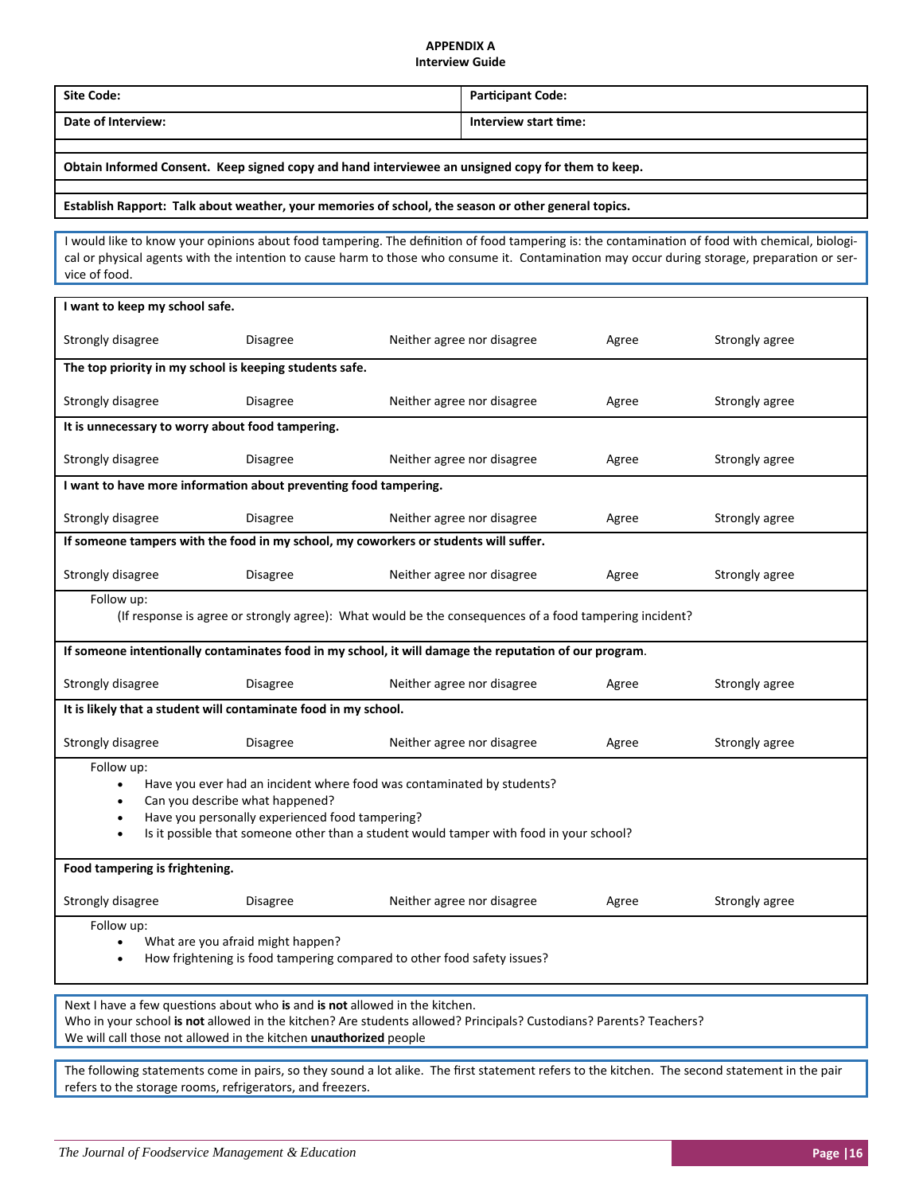**APPENDIX A**
**Interview Guide**

| **Site Code:** | **Participant Code:** |
|---|---|
| **Date of Interview:** | **Interview start time:** |

**Obtain Informed Consent. Keep signed copy and hand interviewee an unsigned copy for them to keep.**

**Establish Rapport: Talk about weather, your memories of school, the season or other general topics.**

I would like to know your opinions about food tampering. The definition of food tampering is: the contamination of food with chemical, biological or physical agents with the intention to cause harm to those who consume it. Contamination may occur during storage, preparation or service of food.

**I want to keep my school safe.**

| Strongly disagree | Disagree | Neither agree nor disagree | Agree | Strongly agree |
|---|---|---|---|---|

**The top priority in my school is keeping students safe.**

| Strongly disagree | Disagree | Neither agree nor disagree | Agree | Strongly agree |
|---|---|---|---|---|

**It is unnecessary to worry about food tampering.**

| Strongly disagree | Disagree | Neither agree nor disagree | Agree | Strongly agree |
|---|---|---|---|---|

**I want to have more information about preventing food tampering.**

| Strongly disagree | Disagree | Neither agree nor disagree | Agree | Strongly agree |
|---|---|---|---|---|

**If someone tampers with the food in my school, my coworkers or students will suffer.**

| Strongly disagree | Disagree | Neither agree nor disagree | Agree | Strongly agree |
|---|---|---|---|---|

Follow up:
(If response is agree or strongly agree): What would be the consequences of a food tampering incident?

**If someone intentionally contaminates food in my school, it will damage the reputation of our program**.

| Strongly disagree | Disagree | Neither agree nor disagree | Agree | Strongly agree |
|---|---|---|---|---|

**It is likely that a student will contaminate food in my school.**

| Strongly disagree | Disagree | Neither agree nor disagree | Agree | Strongly agree |
|---|---|---|---|---|

Follow up:
- Have you ever had an incident where food was contaminated by students?
- Can you describe what happened?
- Have you personally experienced food tampering?
- Is it possible that someone other than a student would tamper with food in your school?

**Food tampering is frightening.**

| Strongly disagree | Disagree | Neither agree nor disagree | Agree | Strongly agree |
|---|---|---|---|---|

Follow up:
- What are you afraid might happen?
- How frightening is food tampering compared to other food safety issues?

Next I have a few questions about who **is** and **is not** allowed in the kitchen.
Who in your school **is not** allowed in the kitchen? Are students allowed? Principals? Custodians? Parents? Teachers?
We will call those not allowed in the kitchen **unauthorized** people

The following statements come in pairs, so they sound a lot alike. The first statement refers to the kitchen. The second statement in the pair refers to the storage rooms, refrigerators, and freezers.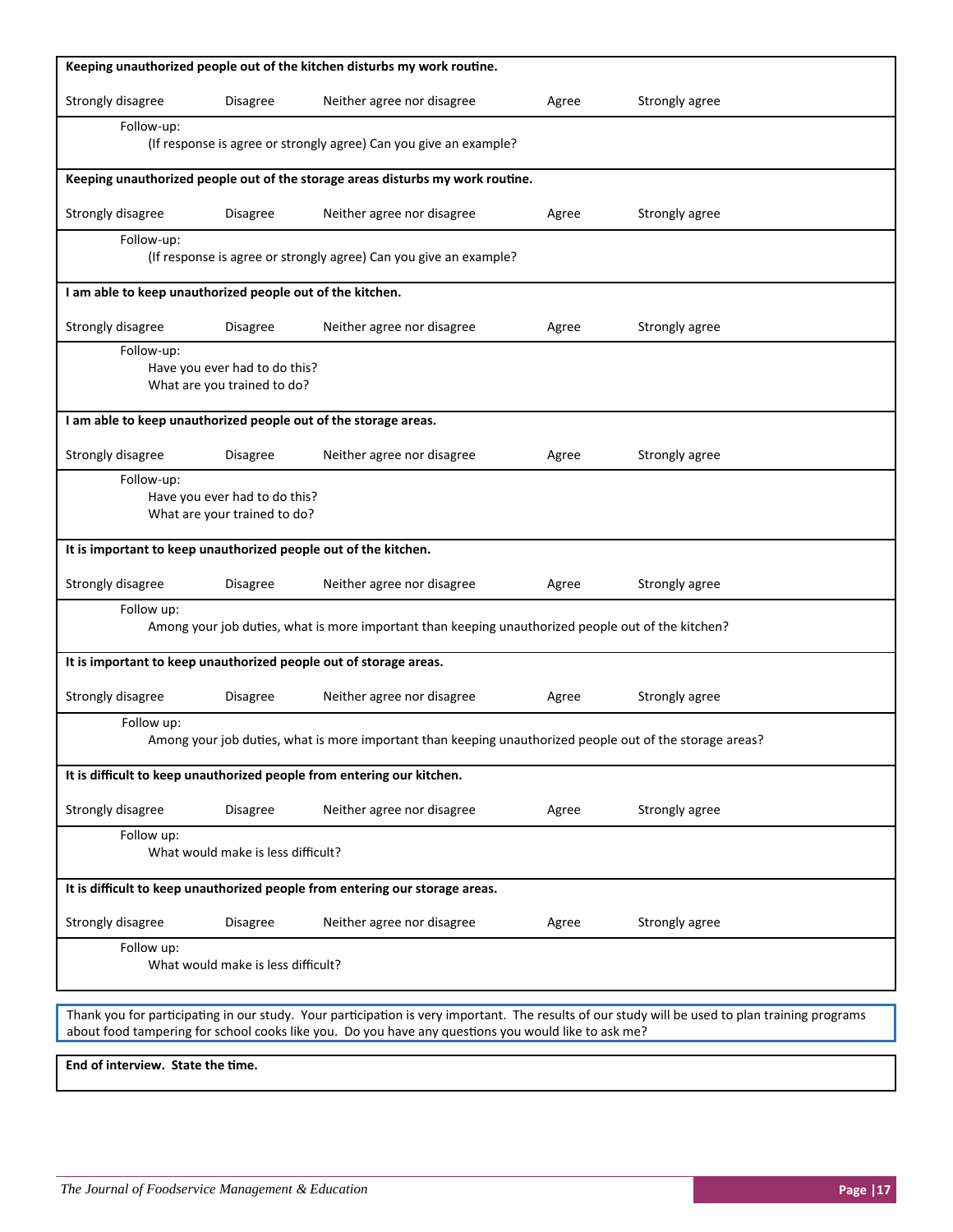**Keeping unauthorized people out of the kitchen disturbs my work routine.**

Strongly disagree | Disagree | Neither agree nor disagree | Agree | Strongly agree

Follow-up:
(If response is agree or strongly agree) Can you give an example?

**Keeping unauthorized people out of the storage areas disturbs my work routine.**

Strongly disagree | Disagree | Neither agree nor disagree | Agree | Strongly agree

Follow-up:
(If response is agree or strongly agree) Can you give an example?

**I am able to keep unauthorized people out of the kitchen.**

Strongly disagree | Disagree | Neither agree nor disagree | Agree | Strongly agree

Follow-up:
Have you ever had to do this?
What are you trained to do?

**I am able to keep unauthorized people out of the storage areas.**

Strongly disagree | Disagree | Neither agree nor disagree | Agree | Strongly agree

Follow-up:
Have you ever had to do this?
What are your trained to do?

**It is important to keep unauthorized people out of the kitchen.**

Strongly disagree | Disagree | Neither agree nor disagree | Agree | Strongly agree

Follow up:
Among your job duties, what is more important than keeping unauthorized people out of the kitchen?

**It is important to keep unauthorized people out of storage areas.**

Strongly disagree | Disagree | Neither agree nor disagree | Agree | Strongly agree

Follow up:
Among your job duties, what is more important than keeping unauthorized people out of the storage areas?

**It is difficult to keep unauthorized people from entering our kitchen.**

Strongly disagree | Disagree | Neither agree nor disagree | Agree | Strongly agree

Follow up:
What would make is less difficult?

**It is difficult to keep unauthorized people from entering our storage areas.**

Strongly disagree | Disagree | Neither agree nor disagree | Agree | Strongly agree

Follow up:
What would make is less difficult?

Thank you for participating in our study. Your participation is very important. The results of our study will be used to plan training programs about food tampering for school cooks like you. Do you have any questions you would like to ask me?

**End of interview. State the time.**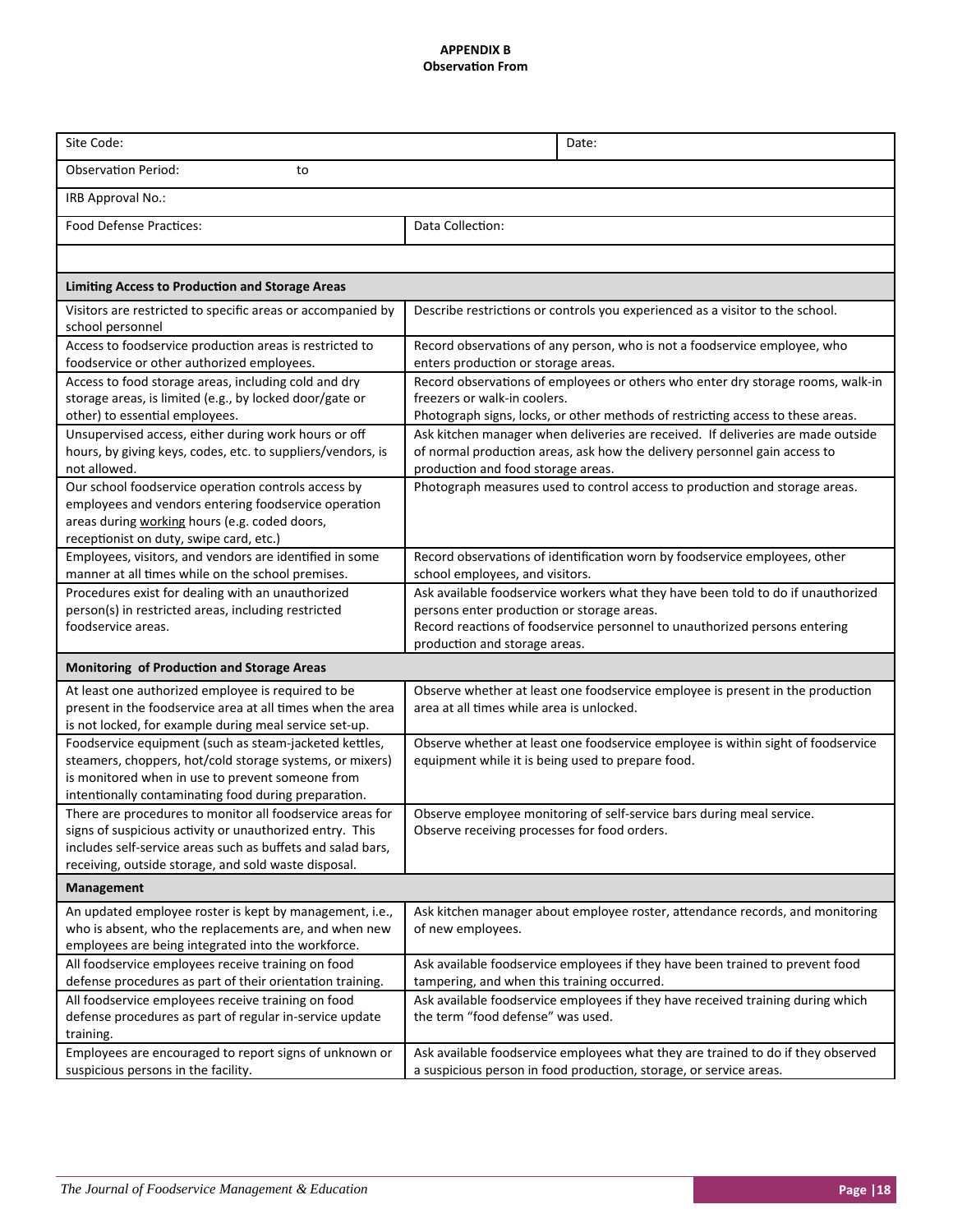**APPENDIX B**
**Observation From**

| | | |
|---|---|---|
| Site Code: | | Date: |
| Observation Period: to | | |
| IRB Approval No.: | | |
| Food Defense Practices: | Data Collection: | |
| | | |
| **Limiting Access to Production and Storage Areas** | | |
| Visitors are restricted to specific areas or accompanied by school personnel | Describe restrictions or controls you experienced as a visitor to the school. | |
| Access to foodservice production areas is restricted to foodservice or other authorized employees. | Record observations of any person, who is not a foodservice employee, who enters production or storage areas. | |
| Access to food storage areas, including cold and dry storage areas, is limited (e.g., by locked door/gate or other) to essential employees. | Record observations of employees or others who enter dry storage rooms, walk-in freezers or walk-in coolers. Photograph signs, locks, or other methods of restricting access to these areas. | |
| Unsupervised access, either during work hours or off hours, by giving keys, codes, etc. to suppliers/vendors, is not allowed. | Ask kitchen manager when deliveries are received. If deliveries are made outside of normal production areas, ask how the delivery personnel gain access to production and food storage areas. | |
| Our school foodservice operation controls access by employees and vendors entering foodservice operation areas during working hours (e.g. coded doors, receptionist on duty, swipe card, etc.) | Photograph measures used to control access to production and storage areas. | |
| Employees, visitors, and vendors are identified in some manner at all times while on the school premises. | Record observations of identification worn by foodservice employees, other school employees, and visitors. | |
| Procedures exist for dealing with an unauthorized person(s) in restricted areas, including restricted foodservice areas. | Ask available foodservice workers what they have been told to do if unauthorized persons enter production or storage areas. Record reactions of foodservice personnel to unauthorized persons entering production and storage areas. | |
| **Monitoring of Production and Storage Areas** | | |
| At least one authorized employee is required to be present in the foodservice area at all times when the area is not locked, for example during meal service set-up. | Observe whether at least one foodservice employee is present in the production area at all times while area is unlocked. | |
| Foodservice equipment (such as steam-jacketed kettles, steamers, choppers, hot/cold storage systems, or mixers) is monitored when in use to prevent someone from intentionally contaminating food during preparation. | Observe whether at least one foodservice employee is within sight of foodservice equipment while it is being used to prepare food. | |
| There are procedures to monitor all foodservice areas for signs of suspicious activity or unauthorized entry. This includes self-service areas such as buffets and salad bars, receiving, outside storage, and sold waste disposal. | Observe employee monitoring of self-service bars during meal service. Observe receiving processes for food orders. | |
| **Management** | | |
| An updated employee roster is kept by management, i.e., who is absent, who the replacements are, and when new employees are being integrated into the workforce. | Ask kitchen manager about employee roster, attendance records, and monitoring of new employees. | |
| All foodservice employees receive training on food defense procedures as part of their orientation training. | Ask available foodservice employees if they have been trained to prevent food tampering, and when this training occurred. | |
| All foodservice employees receive training on food defense procedures as part of regular in-service update training. | Ask available foodservice employees if they have received training during which the term "food defense" was used. | |
| Employees are encouraged to report signs of unknown or suspicious persons in the facility. | Ask available foodservice employees what they are trained to do if they observed a suspicious person in food production, storage, or service areas. | |